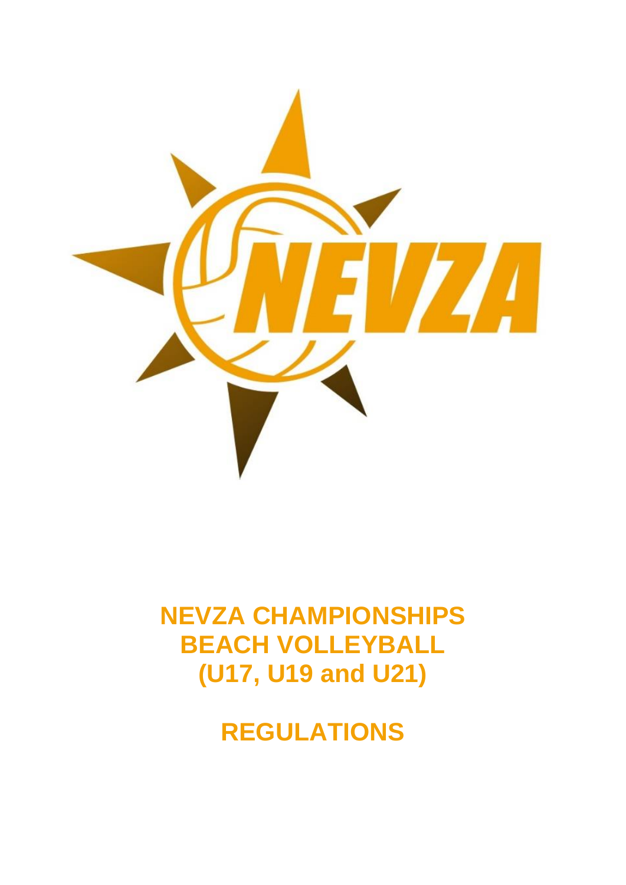# NEVZA CHAMPIONSHIPS
# BEACH VOLLEYBALL
# (U17, U19 and U21)

# REGULATIONS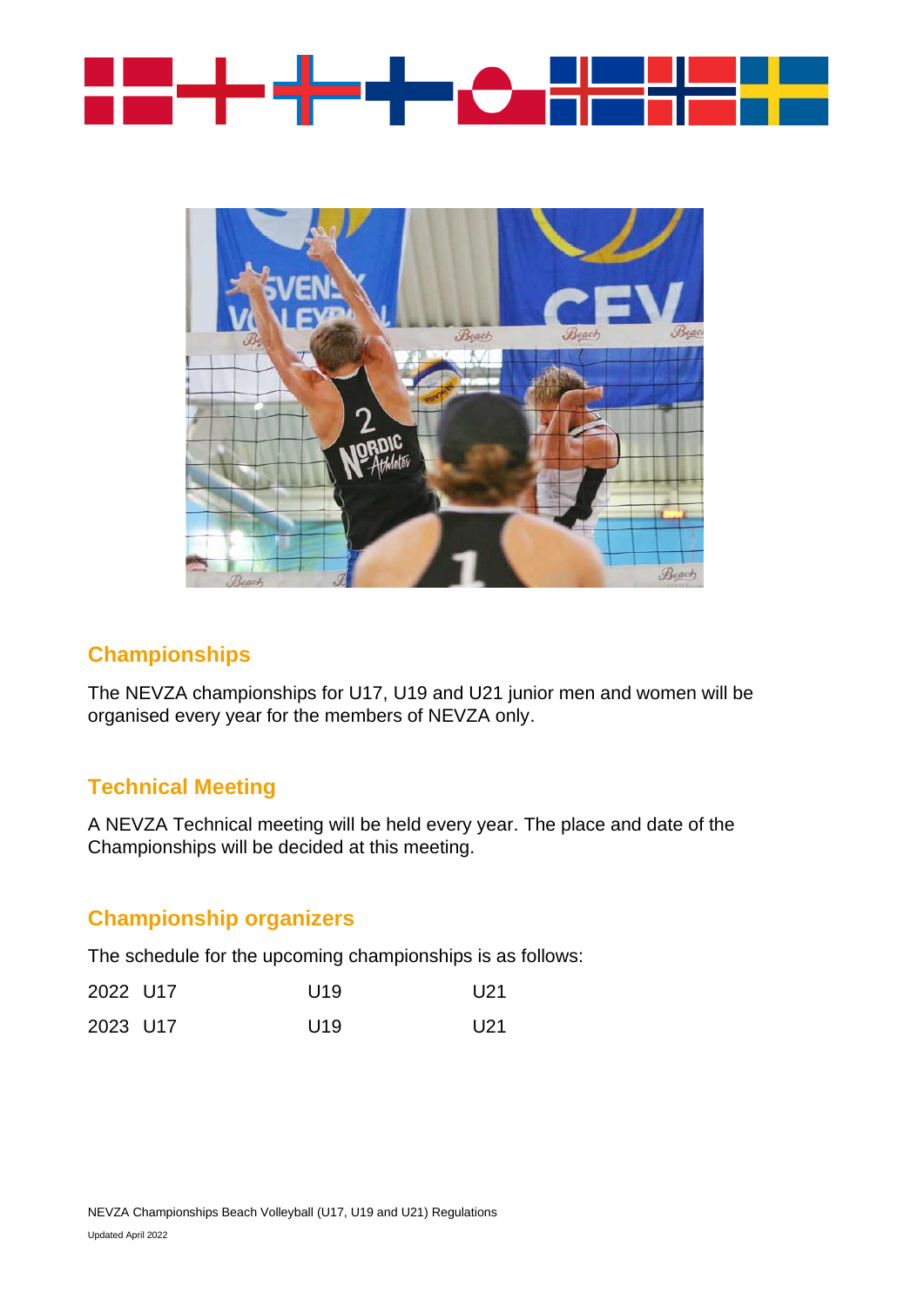## Championships

The NEVZA championships for U17, U19 and U21 junior men and women will be organised every year for the members of NEVZA only.

## Technical Meeting

A NEVZA Technical meeting will be held every year. The place and date of the Championships will be decided at this meeting.

## Championship organizers

The schedule for the upcoming championships is as follows:

| | | | |
|---|---|---|---|
| 2022 | U17 | U19 | U21 |
| 2023 | U17 | U19 | U21 |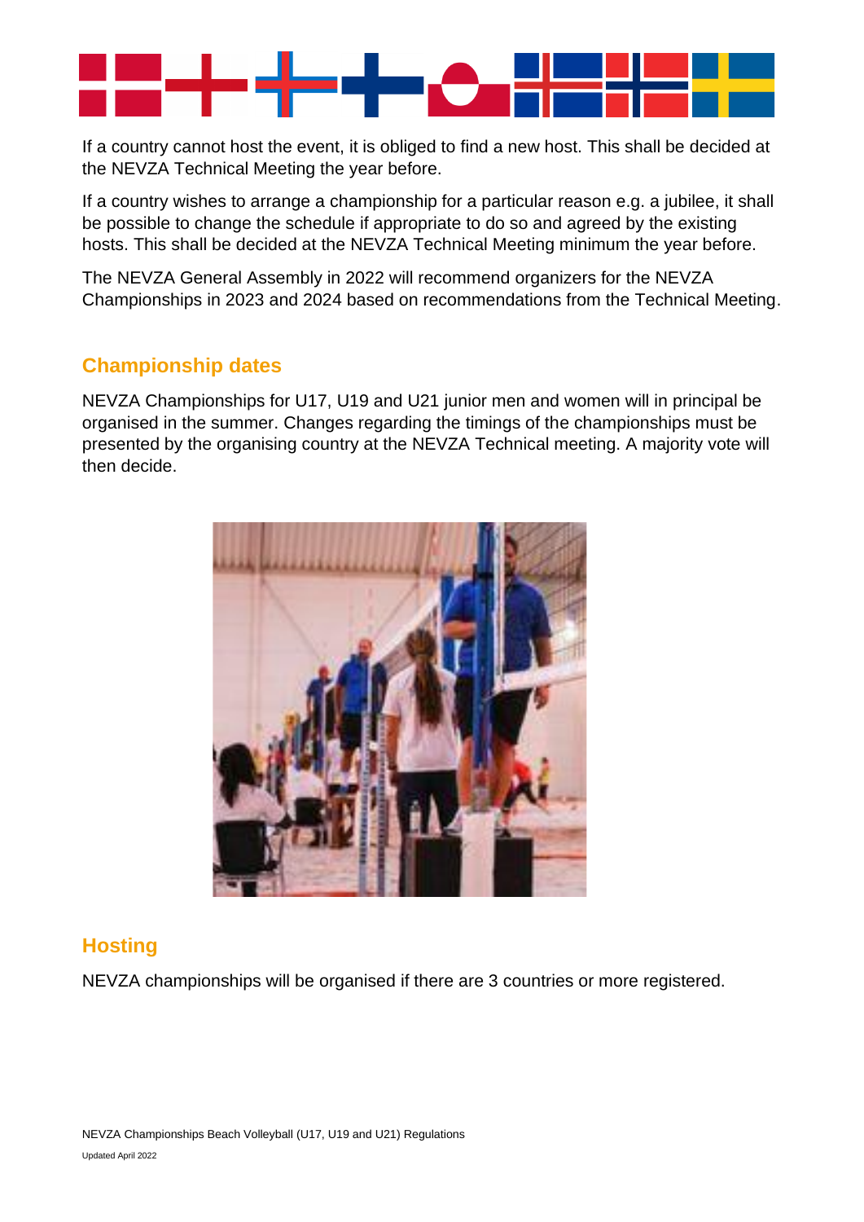If a country cannot host the event, it is obliged to find a new host. This shall be decided at the NEVZA Technical Meeting the year before.

If a country wishes to arrange a championship for a particular reason e.g. a jubilee, it shall be possible to change the schedule if appropriate to do so and agreed by the existing hosts. This shall be decided at the NEVZA Technical Meeting minimum the year before.

The NEVZA General Assembly in 2022 will recommend organizers for the NEVZA Championships in 2023 and 2024 based on recommendations from the Technical Meeting.

## Championship dates

NEVZA Championships for U17, U19 and U21 junior men and women will in principal be organised in the summer. Changes regarding the timings of the championships must be presented by the organising country at the NEVZA Technical meeting. A majority vote will then decide.

## Hosting

NEVZA championships will be organised if there are 3 countries or more registered.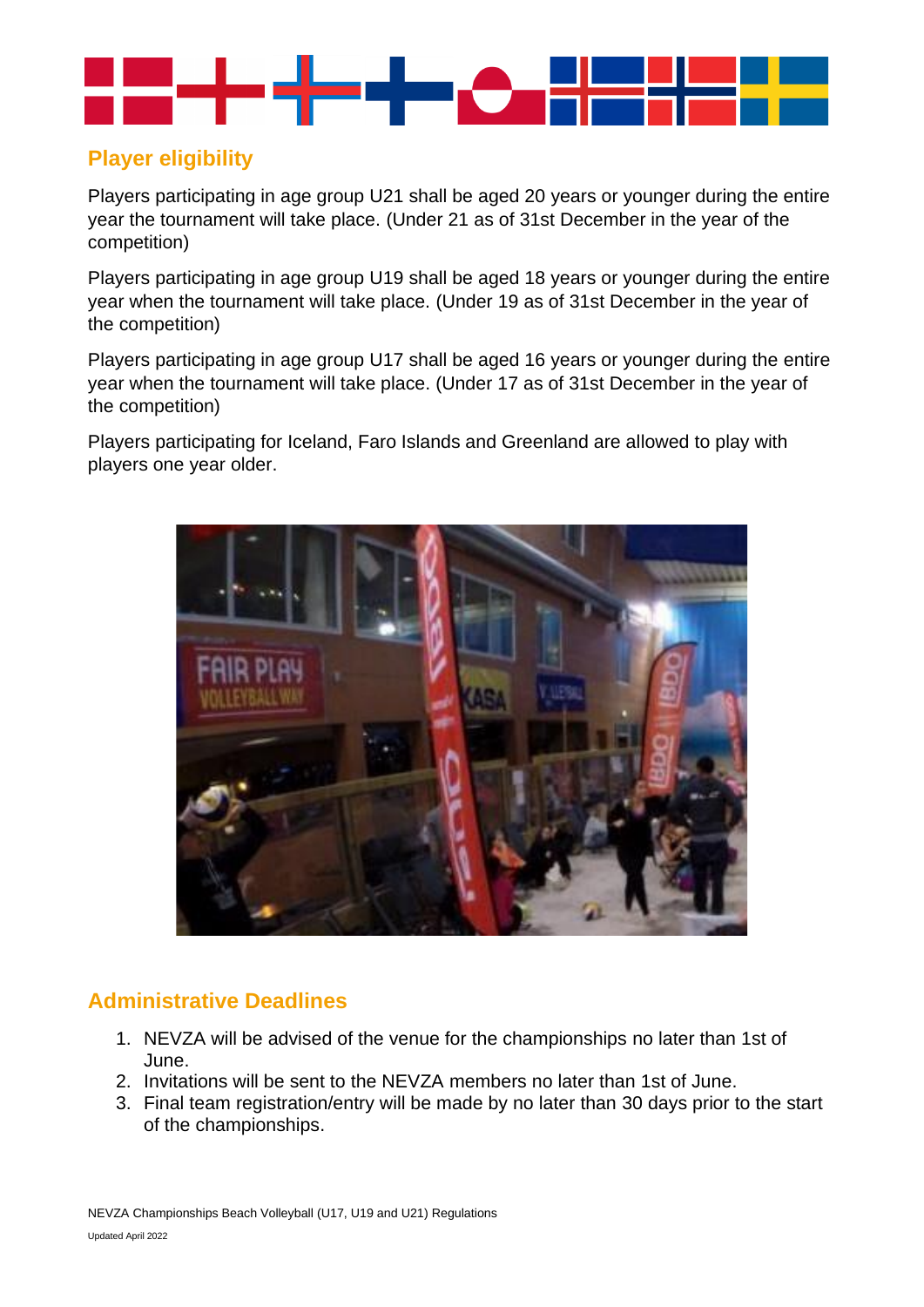## Player eligibility

Players participating in age group U21 shall be aged 20 years or younger during the entire year the tournament will take place. (Under 21 as of 31st December in the year of the competition)

Players participating in age group U19 shall be aged 18 years or younger during the entire year when the tournament will take place. (Under 19 as of 31st December in the year of the competition)

Players participating in age group U17 shall be aged 16 years or younger during the entire year when the tournament will take place. (Under 17 as of 31st December in the year of the competition)

Players participating for Iceland, Faro Islands and Greenland are allowed to play with players one year older.

## Administrative Deadlines

1. NEVZA will be advised of the venue for the championships no later than 1st of June.
2. Invitations will be sent to the NEVZA members no later than 1st of June.
3. Final team registration/entry will be made by no later than 30 days prior to the start of the championships.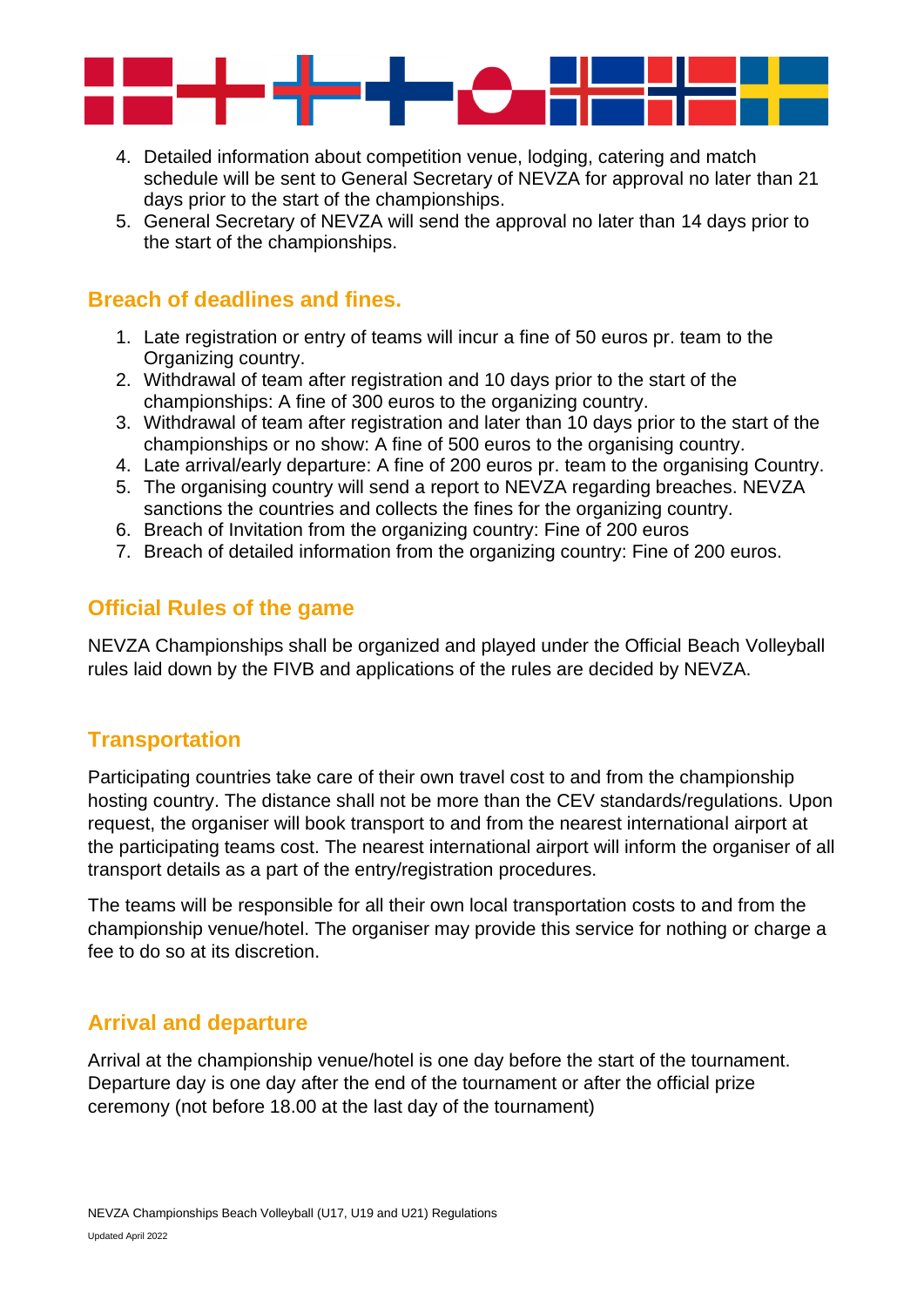4. Detailed information about competition venue, lodging, catering and match schedule will be sent to General Secretary of NEVZA for approval no later than 21 days prior to the start of the championships.
5. General Secretary of NEVZA will send the approval no later than 14 days prior to the start of the championships.

## Breach of deadlines and fines.

1. Late registration or entry of teams will incur a fine of 50 euros pr. team to the Organizing country.
2. Withdrawal of team after registration and 10 days prior to the start of the championships: A fine of 300 euros to the organizing country.
3. Withdrawal of team after registration and later than 10 days prior to the start of the championships or no show: A fine of 500 euros to the organising country.
4. Late arrival/early departure: A fine of 200 euros pr. team to the organising Country.
5. The organising country will send a report to NEVZA regarding breaches. NEVZA sanctions the countries and collects the fines for the organizing country.
6. Breach of Invitation from the organizing country: Fine of 200 euros
7. Breach of detailed information from the organizing country: Fine of 200 euros.

## Official Rules of the game

NEVZA Championships shall be organized and played under the Official Beach Volleyball rules laid down by the FIVB and applications of the rules are decided by NEVZA.

## Transportation

Participating countries take care of their own travel cost to and from the championship hosting country. The distance shall not be more than the CEV standards/regulations. Upon request, the organiser will book transport to and from the nearest international airport at the participating teams cost. The nearest international airport will inform the organiser of all transport details as a part of the entry/registration procedures.

The teams will be responsible for all their own local transportation costs to and from the championship venue/hotel. The organiser may provide this service for nothing or charge a fee to do so at its discretion.

## Arrival and departure

Arrival at the championship venue/hotel is one day before the start of the tournament. Departure day is one day after the end of the tournament or after the official prize ceremony (not before 18.00 at the last day of the tournament)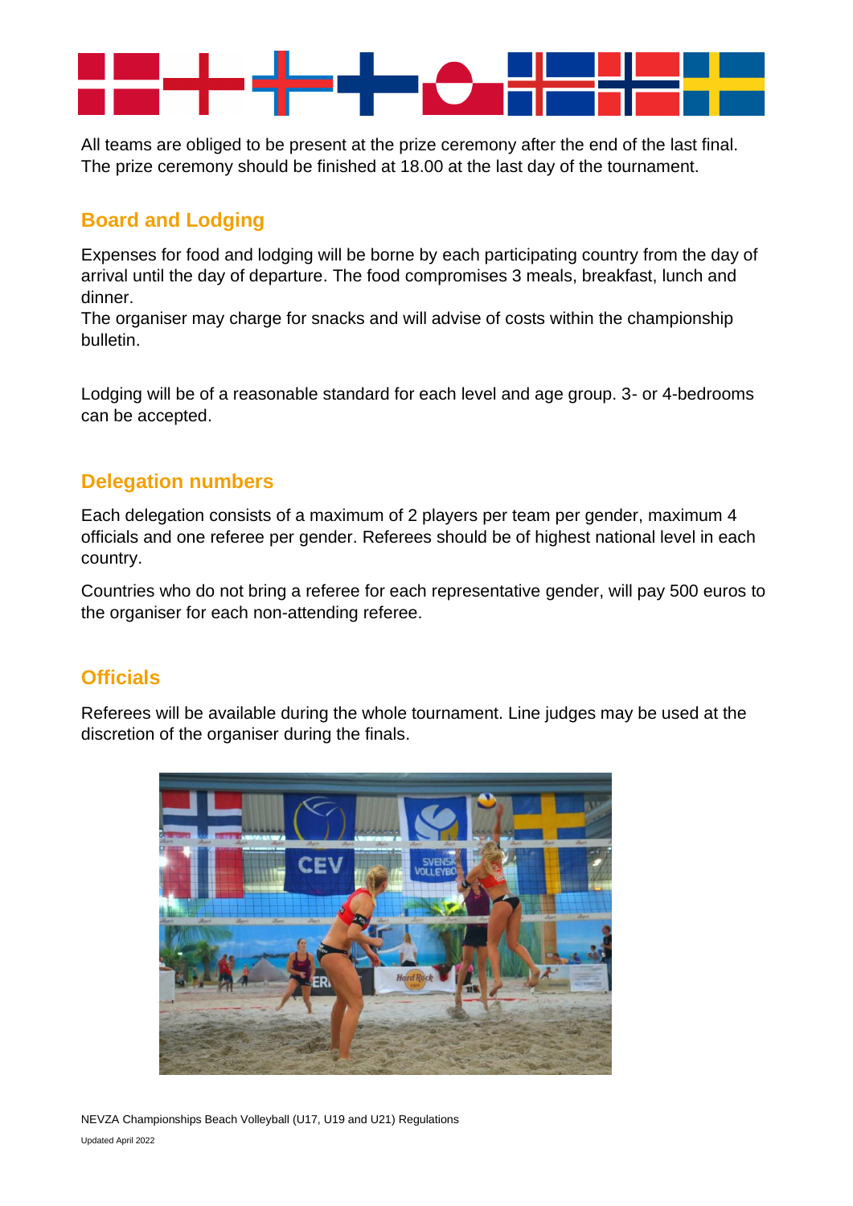All teams are obliged to be present at the prize ceremony after the end of the last final. The prize ceremony should be finished at 18.00 at the last day of the tournament.

## Board and Lodging

Expenses for food and lodging will be borne by each participating country from the day of arrival until the day of departure. The food compromises 3 meals, breakfast, lunch and dinner.
The organiser may charge for snacks and will advise of costs within the championship bulletin.

Lodging will be of a reasonable standard for each level and age group. 3- or 4-bedrooms can be accepted.

## Delegation numbers

Each delegation consists of a maximum of 2 players per team per gender, maximum 4 officials and one referee per gender. Referees should be of highest national level in each country.

Countries who do not bring a referee for each representative gender, will pay 500 euros to the organiser for each non-attending referee.

## Officials

Referees will be available during the whole tournament. Line judges may be used at the discretion of the organiser during the finals.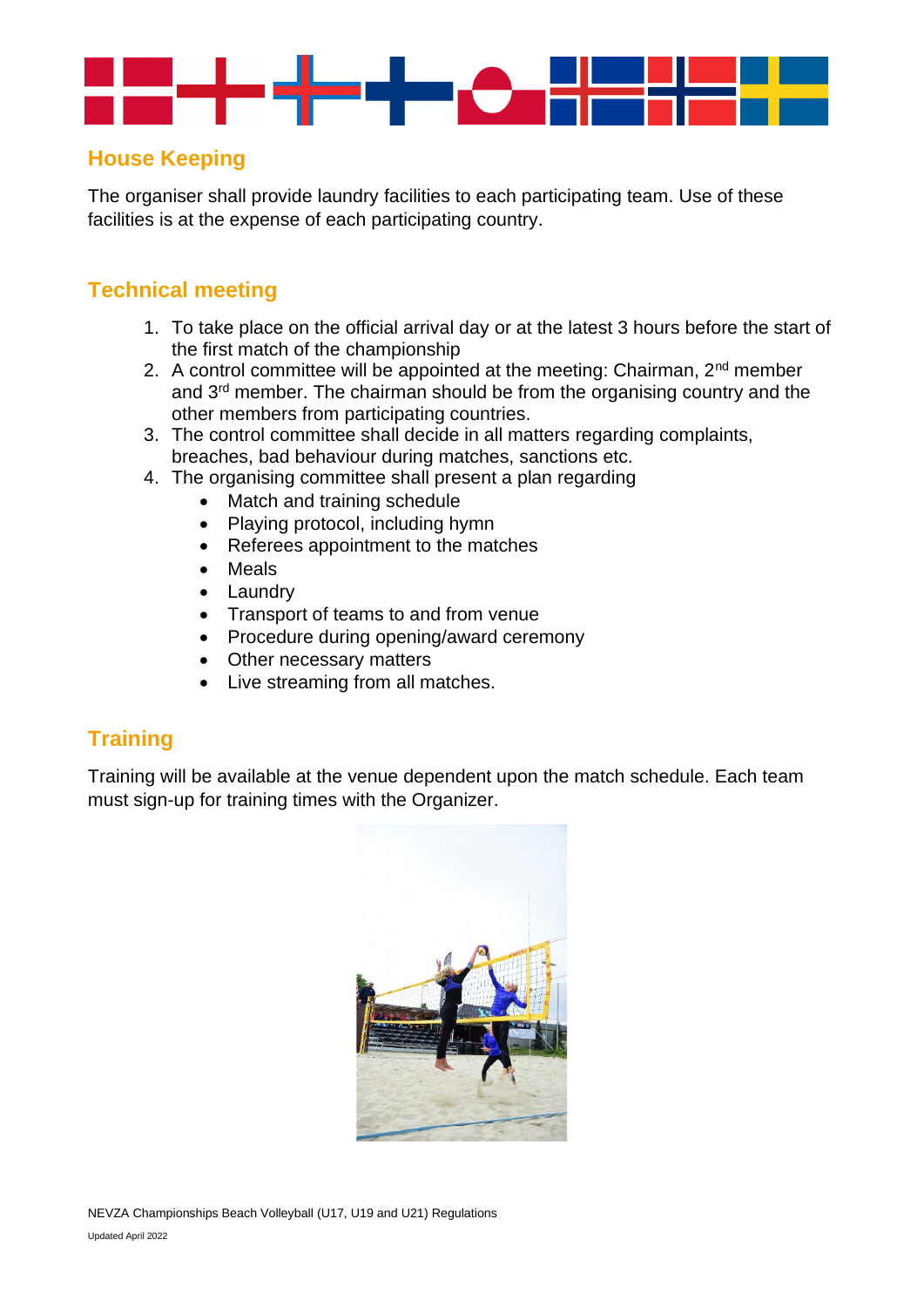## House Keeping

The organiser shall provide laundry facilities to each participating team. Use of these facilities is at the expense of each participating country.

## Technical meeting

1. To take place on the official arrival day or at the latest 3 hours before the start of the first match of the championship
2. A control committee will be appointed at the meeting: Chairman, 2nd member and 3rd member. The chairman should be from the organising country and the other members from participating countries.
3. The control committee shall decide in all matters regarding complaints, breaches, bad behaviour during matches, sanctions etc.
4. The organising committee shall present a plan regarding
   - Match and training schedule
   - Playing protocol, including hymn
   - Referees appointment to the matches
   - Meals
   - Laundry
   - Transport of teams to and from venue
   - Procedure during opening/award ceremony
   - Other necessary matters
   - Live streaming from all matches.

## Training

Training will be available at the venue dependent upon the match schedule. Each team must sign-up for training times with the Organizer.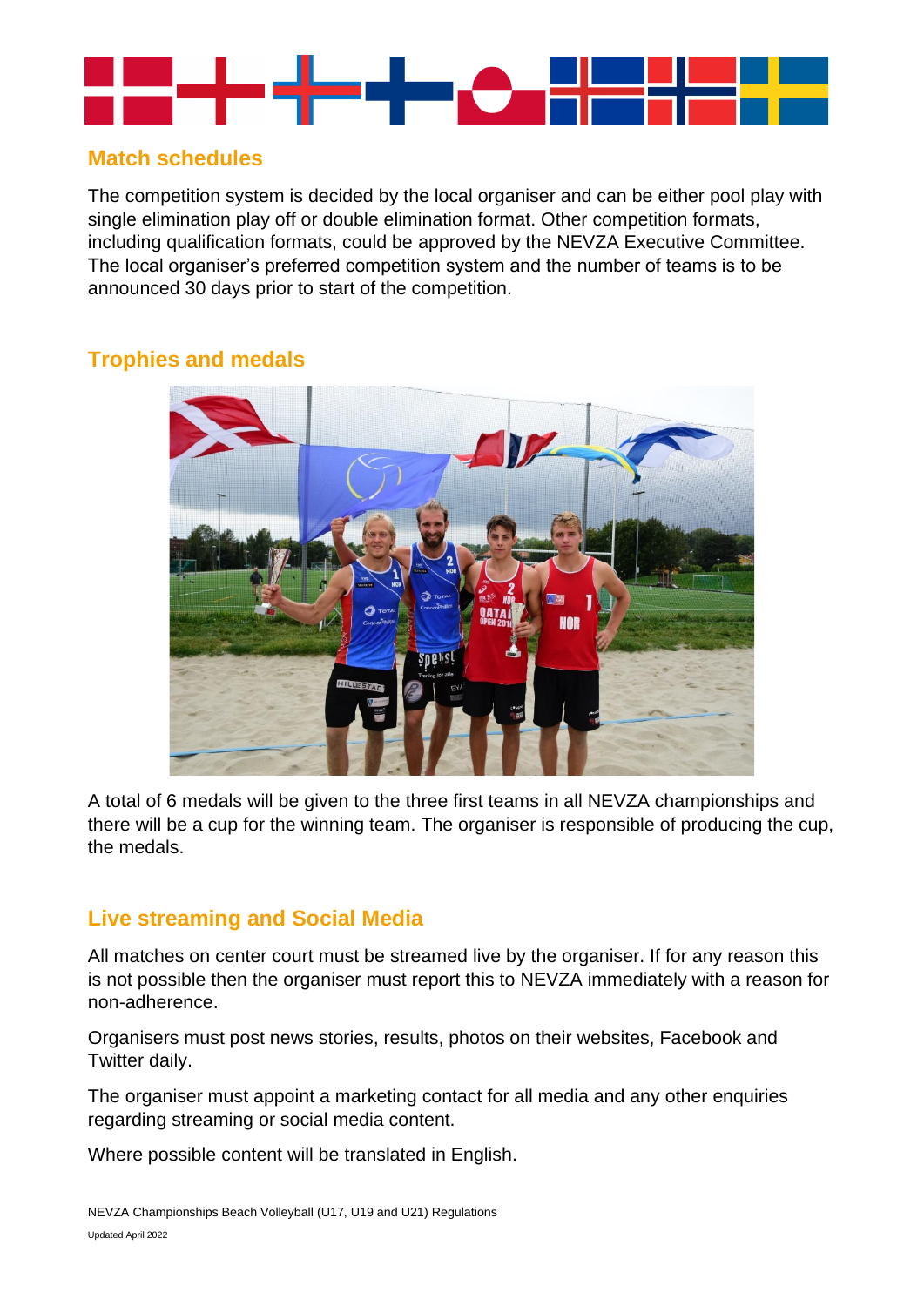## Match schedules

The competition system is decided by the local organiser and can be either pool play with single elimination play off or double elimination format. Other competition formats, including qualification formats, could be approved by the NEVZA Executive Committee. The local organiser's preferred competition system and the number of teams is to be announced 30 days prior to start of the competition.

## Trophies and medals

A total of 6 medals will be given to the three first teams in all NEVZA championships and there will be a cup for the winning team. The organiser is responsible of producing the cup, the medals.

## Live streaming and Social Media

All matches on center court must be streamed live by the organiser. If for any reason this is not possible then the organiser must report this to NEVZA immediately with a reason for non-adherence.

Organisers must post news stories, results, photos on their websites, Facebook and Twitter daily.

The organiser must appoint a marketing contact for all media and any other enquiries regarding streaming or social media content.

Where possible content will be translated in English.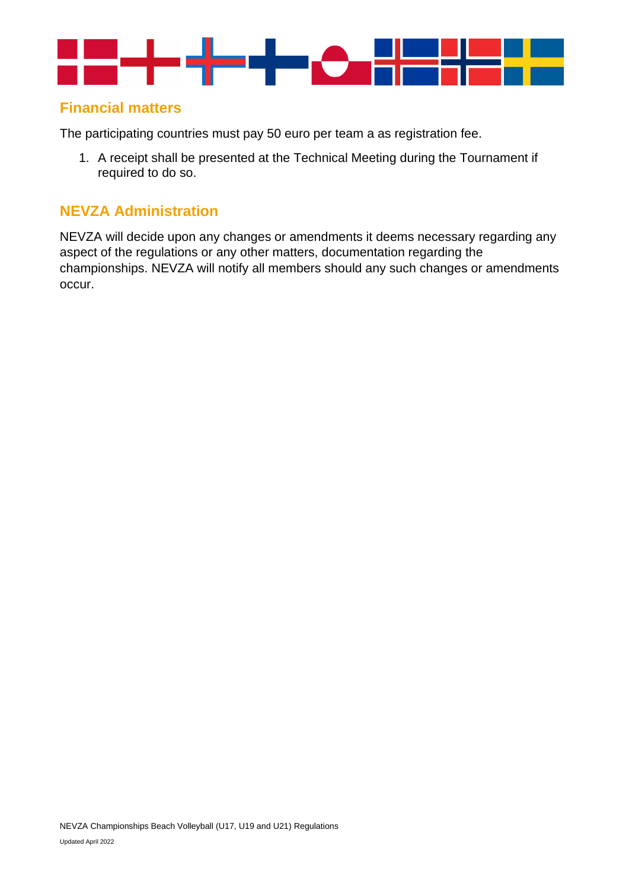## Financial matters

The participating countries must pay 50 euro per team a as registration fee.

1. A receipt shall be presented at the Technical Meeting during the Tournament if required to do so.

## NEVZA Administration

NEVZA will decide upon any changes or amendments it deems necessary regarding any aspect of the regulations or any other matters, documentation regarding the championships. NEVZA will notify all members should any such changes or amendments occur.